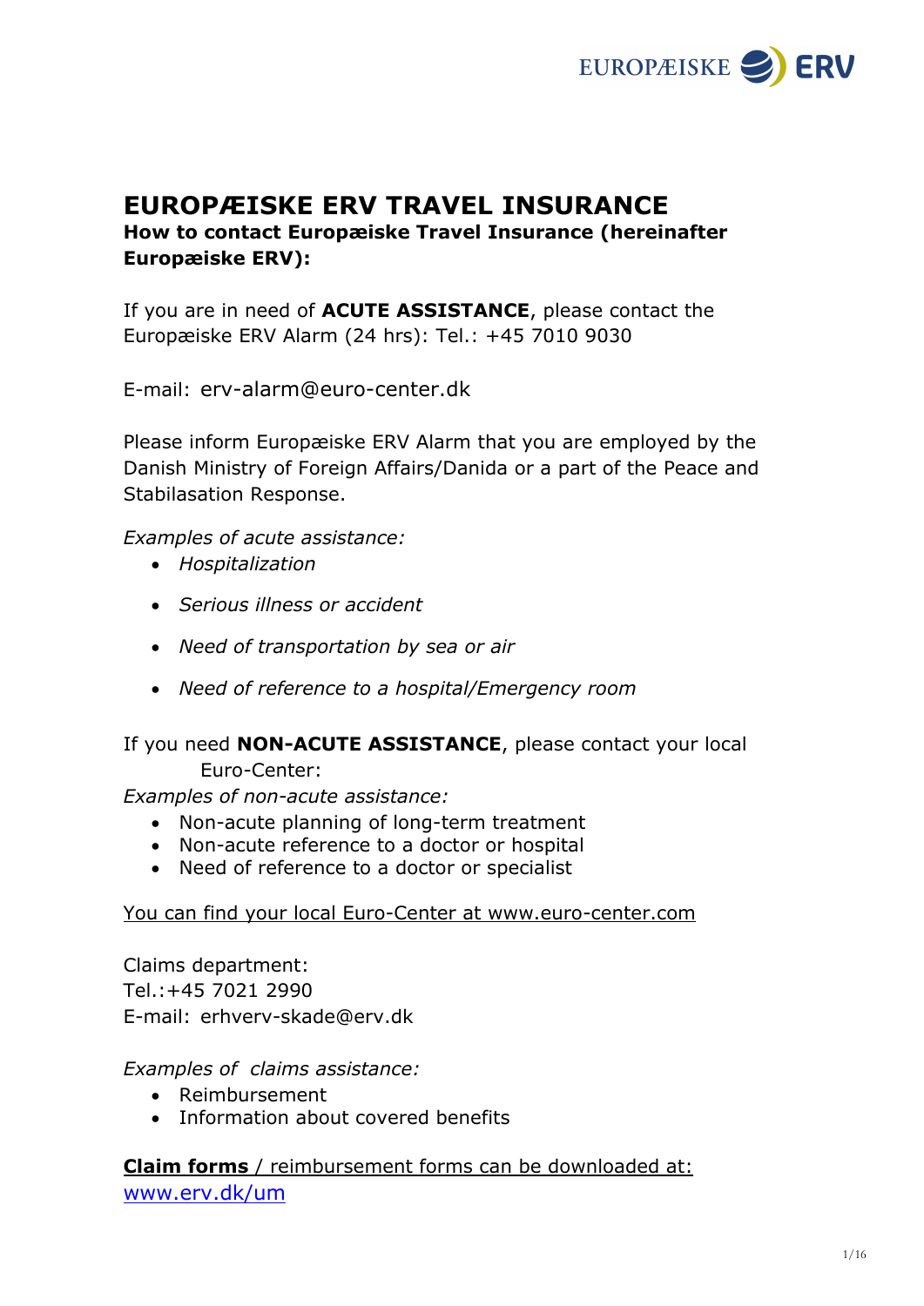# EUROPÆISKE ERV TRAVEL INSURANCE

**How to contact Europæiske Travel Insurance (hereinafter Europæiske ERV):**

If you are in need of **ACUTE ASSISTANCE**, please contact the Europæiske ERV Alarm (24 hrs): Tel.: +45 7010 9030

E-mail: erv-alarm@euro-center.dk

Please inform Europæiske ERV Alarm that you are employed by the Danish Ministry of Foreign Affairs/Danida or a part of the Peace and Stabilasation Response.

*Examples of acute assistance:*

- *Hospitalization*
- *Serious illness or accident*
- *Need of transportation by sea or air*
- *Need of reference to a hospital/Emergency room*

If you need **NON-ACUTE ASSISTANCE**, please contact your local Euro-Center:

*Examples of non-acute assistance:*

- Non-acute planning of long-term treatment
- Non-acute reference to a doctor or hospital
- Need of reference to a doctor or specialist

You can find your local Euro-Center at www.euro-center.com

Claims department:
Tel.:+45 7021 2990
E-mail: erhverv-skade@erv.dk

*Examples of claims assistance:*

- Reimbursement
- Information about covered benefits

**Claim forms** / reimbursement forms can be downloaded at: www.erv.dk/um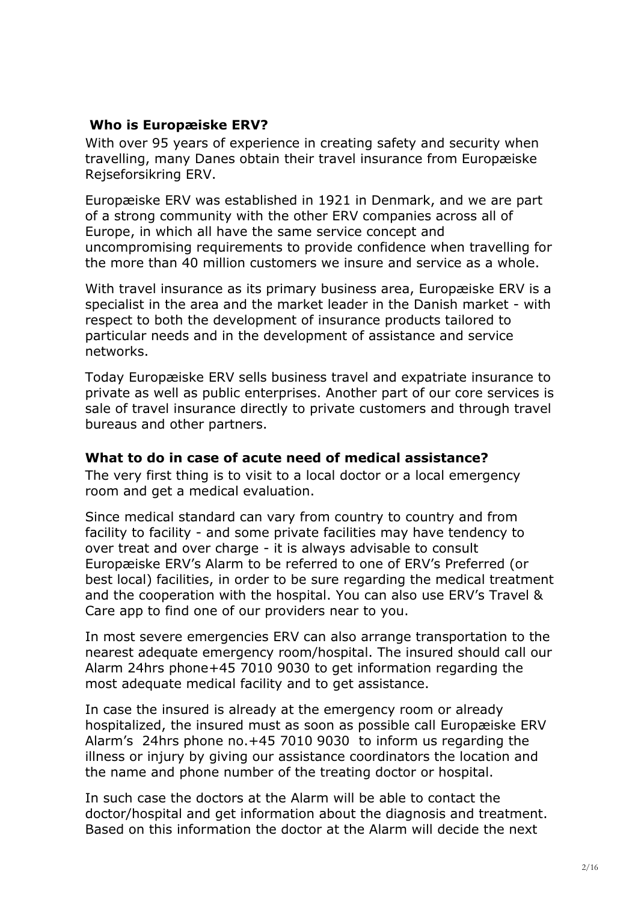## Who is Europæiske ERV?

With over 95 years of experience in creating safety and security when travelling, many Danes obtain their travel insurance from Europæiske Rejseforsikring ERV.

Europæiske ERV was established in 1921 in Denmark, and we are part of a strong community with the other ERV companies across all of Europe, in which all have the same service concept and uncompromising requirements to provide confidence when travelling for the more than 40 million customers we insure and service as a whole.

With travel insurance as its primary business area, Europæiske ERV is a specialist in the area and the market leader in the Danish market - with respect to both the development of insurance products tailored to particular needs and in the development of assistance and service networks.

Today Europæiske ERV sells business travel and expatriate insurance to private as well as public enterprises. Another part of our core services is sale of travel insurance directly to private customers and through travel bureaus and other partners.

## What to do in case of acute need of medical assistance?

The very first thing is to visit to a local doctor or a local emergency room and get a medical evaluation.

Since medical standard can vary from country to country and from facility to facility - and some private facilities may have tendency to over treat and over charge - it is always advisable to consult Europæiske ERV's Alarm to be referred to one of ERV's Preferred (or best local) facilities, in order to be sure regarding the medical treatment and the cooperation with the hospital. You can also use ERV's Travel & Care app to find one of our providers near to you.

In most severe emergencies ERV can also arrange transportation to the nearest adequate emergency room/hospital. The insured should call our Alarm 24hrs phone+45 7010 9030 to get information regarding the most adequate medical facility and to get assistance.

In case the insured is already at the emergency room or already hospitalized, the insured must as soon as possible call Europæiske ERV Alarm's 24hrs phone no.+45 7010 9030 to inform us regarding the illness or injury by giving our assistance coordinators the location and the name and phone number of the treating doctor or hospital.

In such case the doctors at the Alarm will be able to contact the doctor/hospital and get information about the diagnosis and treatment. Based on this information the doctor at the Alarm will decide the next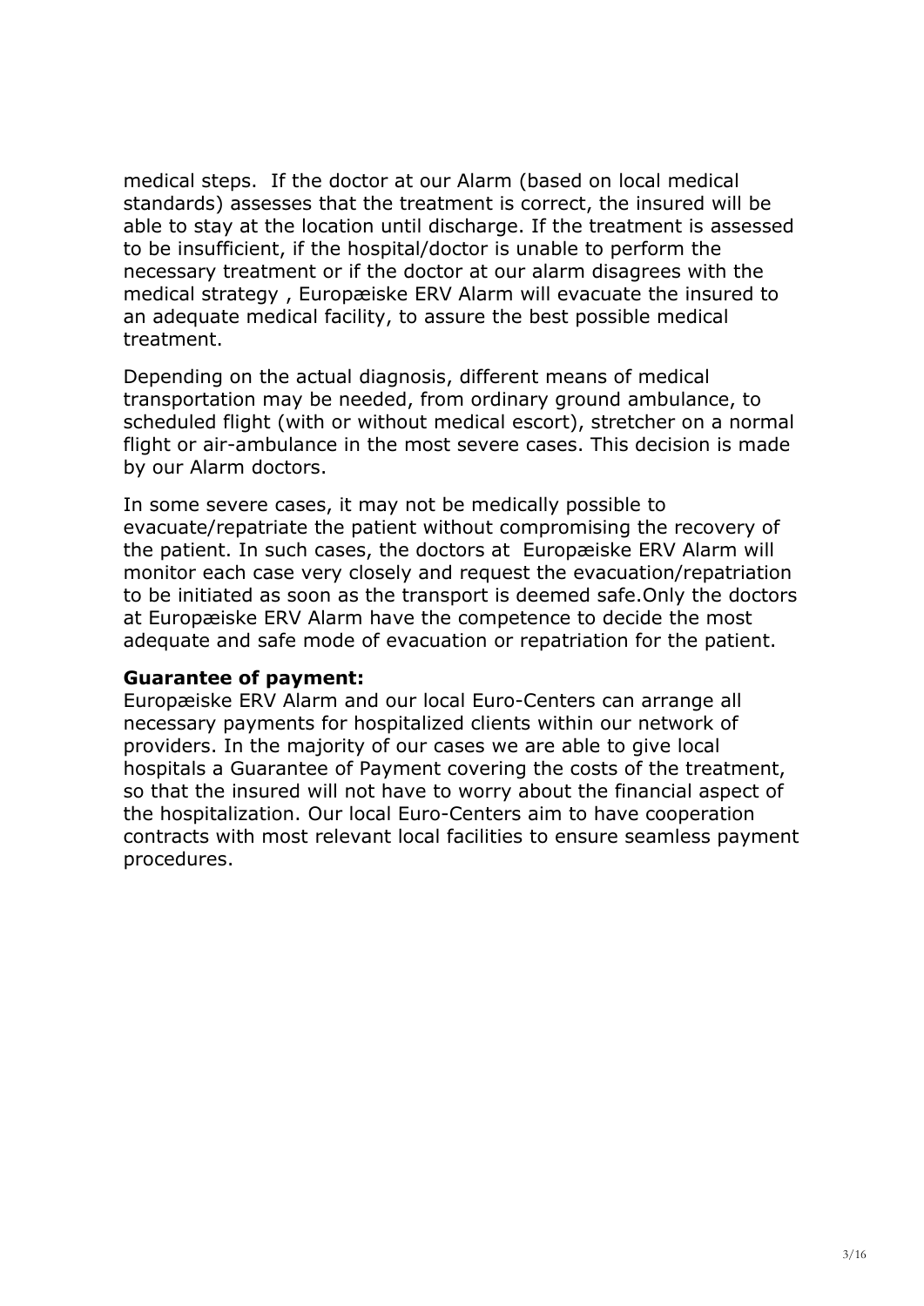medical steps. If the doctor at our Alarm (based on local medical standards) assesses that the treatment is correct, the insured will be able to stay at the location until discharge. If the treatment is assessed to be insufficient, if the hospital/doctor is unable to perform the necessary treatment or if the doctor at our alarm disagrees with the medical strategy , Europæiske ERV Alarm will evacuate the insured to an adequate medical facility, to assure the best possible medical treatment.

Depending on the actual diagnosis, different means of medical transportation may be needed, from ordinary ground ambulance, to scheduled flight (with or without medical escort), stretcher on a normal flight or air-ambulance in the most severe cases. This decision is made by our Alarm doctors.

In some severe cases, it may not be medically possible to evacuate/repatriate the patient without compromising the recovery of the patient. In such cases, the doctors at Europæiske ERV Alarm will monitor each case very closely and request the evacuation/repatriation to be initiated as soon as the transport is deemed safe.Only the doctors at Europæiske ERV Alarm have the competence to decide the most adequate and safe mode of evacuation or repatriation for the patient.

**Guarantee of payment:**
Europæiske ERV Alarm and our local Euro-Centers can arrange all necessary payments for hospitalized clients within our network of providers. In the majority of our cases we are able to give local hospitals a Guarantee of Payment covering the costs of the treatment, so that the insured will not have to worry about the financial aspect of the hospitalization. Our local Euro-Centers aim to have cooperation contracts with most relevant local facilities to ensure seamless payment procedures.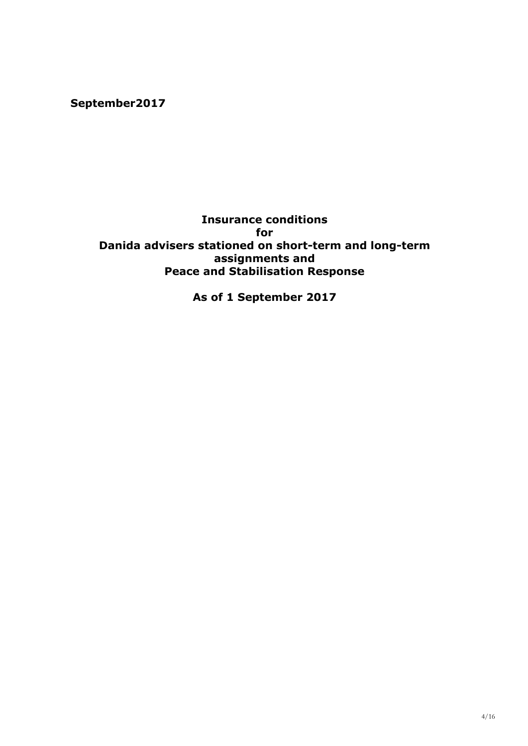**September2017**

# Insurance conditions
# for
# Danida advisers stationed on short-term and long-term assignments and
# Peace and Stabilisation Response

## As of 1 September 2017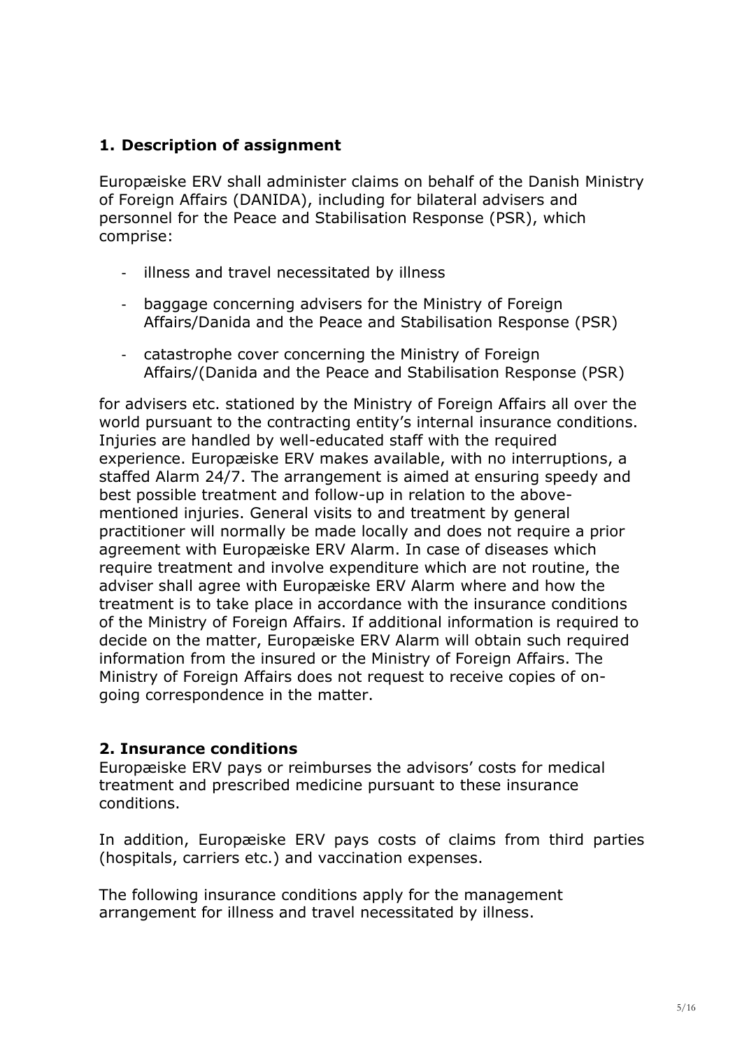## 1. Description of assignment

Europæiske ERV shall administer claims on behalf of the Danish Ministry of Foreign Affairs (DANIDA), including for bilateral advisers and personnel for the Peace and Stabilisation Response (PSR), which comprise:

- illness and travel necessitated by illness
- baggage concerning advisers for the Ministry of Foreign Affairs/Danida and the Peace and Stabilisation Response (PSR)
- catastrophe cover concerning the Ministry of Foreign Affairs/(Danida and the Peace and Stabilisation Response (PSR)

for advisers etc. stationed by the Ministry of Foreign Affairs all over the world pursuant to the contracting entity's internal insurance conditions. Injuries are handled by well-educated staff with the required experience. Europæiske ERV makes available, with no interruptions, a staffed Alarm 24/7. The arrangement is aimed at ensuring speedy and best possible treatment and follow-up in relation to the above-mentioned injuries. General visits to and treatment by general practitioner will normally be made locally and does not require a prior agreement with Europæiske ERV Alarm. In case of diseases which require treatment and involve expenditure which are not routine, the adviser shall agree with Europæiske ERV Alarm where and how the treatment is to take place in accordance with the insurance conditions of the Ministry of Foreign Affairs. If additional information is required to decide on the matter, Europæiske ERV Alarm will obtain such required information from the insured or the Ministry of Foreign Affairs. The Ministry of Foreign Affairs does not request to receive copies of on-going correspondence in the matter.

## 2. Insurance conditions

Europæiske ERV pays or reimburses the advisors' costs for medical treatment and prescribed medicine pursuant to these insurance conditions.

In addition, Europæiske ERV pays costs of claims from third parties (hospitals, carriers etc.) and vaccination expenses.

The following insurance conditions apply for the management arrangement for illness and travel necessitated by illness.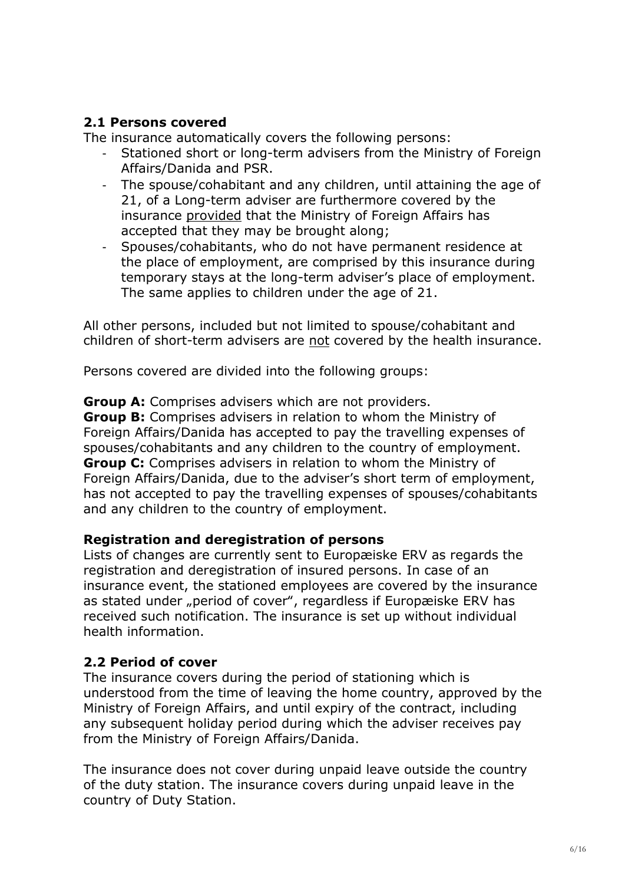### 2.1 Persons covered

The insurance automatically covers the following persons:

- Stationed short or long-term advisers from the Ministry of Foreign Affairs/Danida and PSR.
- The spouse/cohabitant and any children, until attaining the age of 21, of a Long-term adviser are furthermore covered by the insurance <u>provided</u> that the Ministry of Foreign Affairs has accepted that they may be brought along;
- Spouses/cohabitants, who do not have permanent residence at the place of employment, are comprised by this insurance during temporary stays at the long-term adviser's place of employment. The same applies to children under the age of 21.

All other persons, included but not limited to spouse/cohabitant and children of short-term advisers are <u>not</u> covered by the health insurance.

Persons covered are divided into the following groups:

**Group A:** Comprises advisers which are not providers.
**Group B:** Comprises advisers in relation to whom the Ministry of Foreign Affairs/Danida has accepted to pay the travelling expenses of spouses/cohabitants and any children to the country of employment.
**Group C:** Comprises advisers in relation to whom the Ministry of Foreign Affairs/Danida, due to the adviser's short term of employment, has not accepted to pay the travelling expenses of spouses/cohabitants and any children to the country of employment.

**Registration and deregistration of persons**

Lists of changes are currently sent to Europæiske ERV as regards the registration and deregistration of insured persons. In case of an insurance event, the stationed employees are covered by the insurance as stated under „period of cover", regardless if Europæiske ERV has received such notification. The insurance is set up without individual health information.

### 2.2 Period of cover

The insurance covers during the period of stationing which is understood from the time of leaving the home country, approved by the Ministry of Foreign Affairs, and until expiry of the contract, including any subsequent holiday period during which the adviser receives pay from the Ministry of Foreign Affairs/Danida.

The insurance does not cover during unpaid leave outside the country of the duty station. The insurance covers during unpaid leave in the country of Duty Station.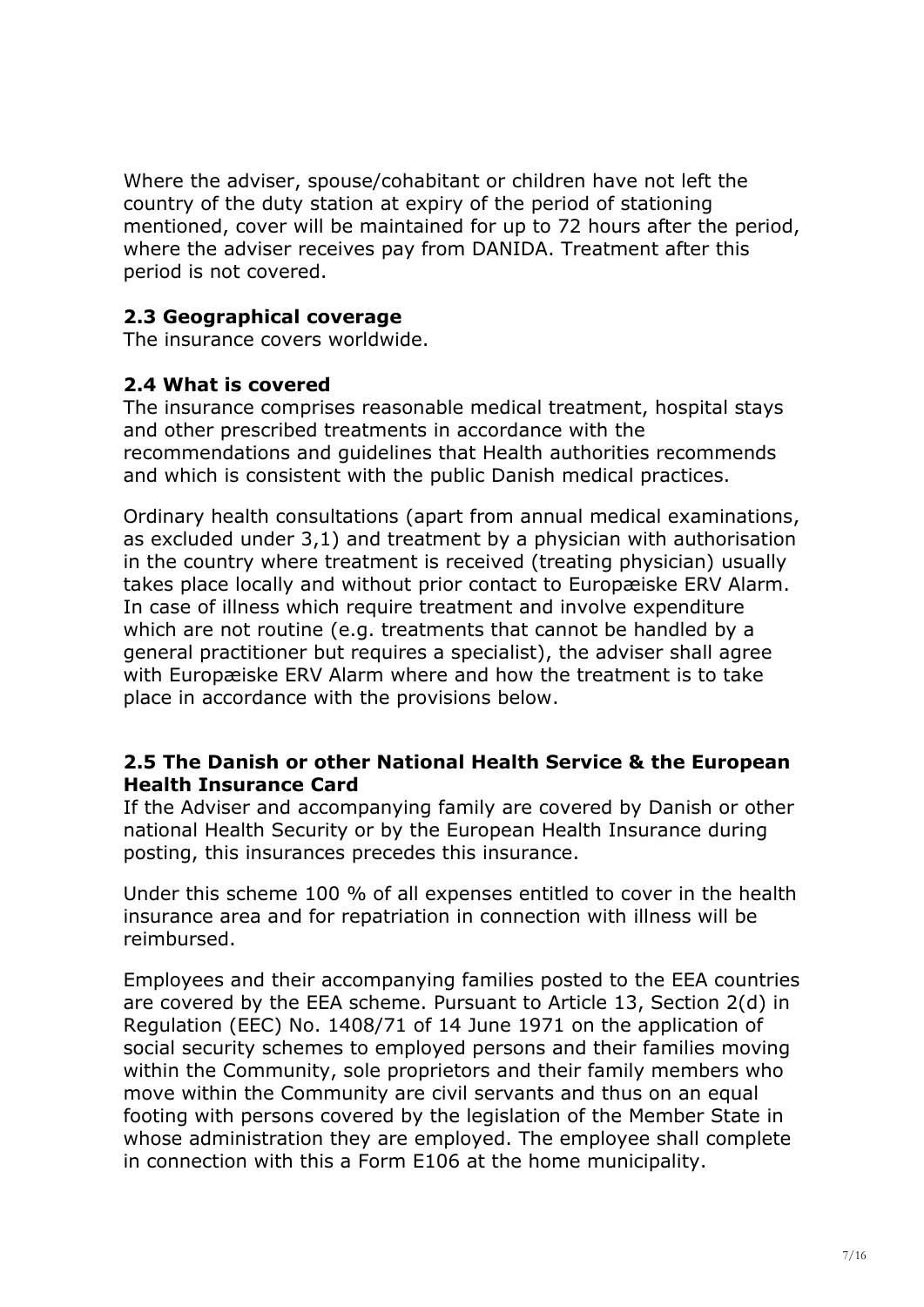Where the adviser, spouse/cohabitant or children have not left the country of the duty station at expiry of the period of stationing mentioned, cover will be maintained for up to 72 hours after the period, where the adviser receives pay from DANIDA. Treatment after this period is not covered.

### 2.3 Geographical coverage

The insurance covers worldwide.

### 2.4 What is covered

The insurance comprises reasonable medical treatment, hospital stays and other prescribed treatments in accordance with the recommendations and guidelines that Health authorities recommends and which is consistent with the public Danish medical practices.

Ordinary health consultations (apart from annual medical examinations, as excluded under 3,1) and treatment by a physician with authorisation in the country where treatment is received (treating physician) usually takes place locally and without prior contact to Europæiske ERV Alarm. In case of illness which require treatment and involve expenditure which are not routine (e.g. treatments that cannot be handled by a general practitioner but requires a specialist), the adviser shall agree with Europæiske ERV Alarm where and how the treatment is to take place in accordance with the provisions below.

### 2.5 The Danish or other National Health Service & the European Health Insurance Card

If the Adviser and accompanying family are covered by Danish or other national Health Security or by the European Health Insurance during posting, this insurances precedes this insurance.

Under this scheme 100 % of all expenses entitled to cover in the health insurance area and for repatriation in connection with illness will be reimbursed.

Employees and their accompanying families posted to the EEA countries are covered by the EEA scheme. Pursuant to Article 13, Section 2(d) in Regulation (EEC) No. 1408/71 of 14 June 1971 on the application of social security schemes to employed persons and their families moving within the Community, sole proprietors and their family members who move within the Community are civil servants and thus on an equal footing with persons covered by the legislation of the Member State in whose administration they are employed. The employee shall complete in connection with this a Form E106 at the home municipality.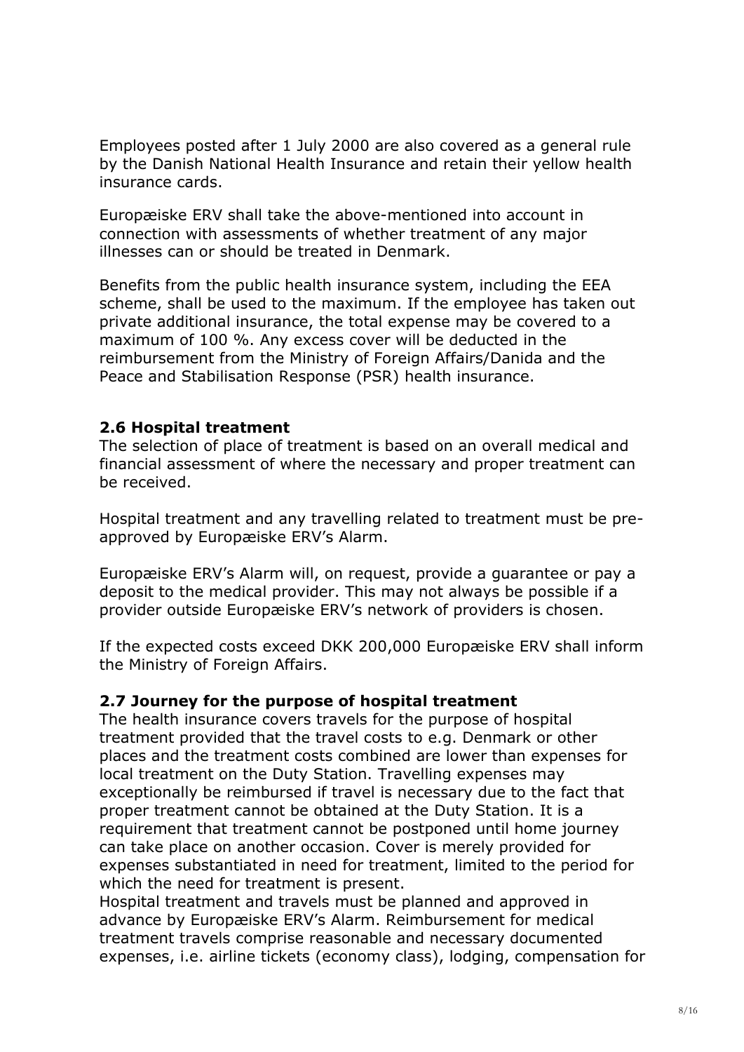Employees posted after 1 July 2000 are also covered as a general rule by the Danish National Health Insurance and retain their yellow health insurance cards.

Europæiske ERV shall take the above-mentioned into account in connection with assessments of whether treatment of any major illnesses can or should be treated in Denmark.

Benefits from the public health insurance system, including the EEA scheme, shall be used to the maximum. If the employee has taken out private additional insurance, the total expense may be covered to a maximum of 100 %. Any excess cover will be deducted in the reimbursement from the Ministry of Foreign Affairs/Danida and the Peace and Stabilisation Response (PSR) health insurance.

### 2.6 Hospital treatment

The selection of place of treatment is based on an overall medical and financial assessment of where the necessary and proper treatment can be received.

Hospital treatment and any travelling related to treatment must be pre-approved by Europæiske ERV's Alarm.

Europæiske ERV's Alarm will, on request, provide a guarantee or pay a deposit to the medical provider. This may not always be possible if a provider outside Europæiske ERV's network of providers is chosen.

If the expected costs exceed DKK 200,000 Europæiske ERV shall inform the Ministry of Foreign Affairs.

### 2.7 Journey for the purpose of hospital treatment

The health insurance covers travels for the purpose of hospital treatment provided that the travel costs to e.g. Denmark or other places and the treatment costs combined are lower than expenses for local treatment on the Duty Station. Travelling expenses may exceptionally be reimbursed if travel is necessary due to the fact that proper treatment cannot be obtained at the Duty Station. It is a requirement that treatment cannot be postponed until home journey can take place on another occasion. Cover is merely provided for expenses substantiated in need for treatment, limited to the period for which the need for treatment is present.
Hospital treatment and travels must be planned and approved in advance by Europæiske ERV's Alarm. Reimbursement for medical treatment travels comprise reasonable and necessary documented expenses, i.e. airline tickets (economy class), lodging, compensation for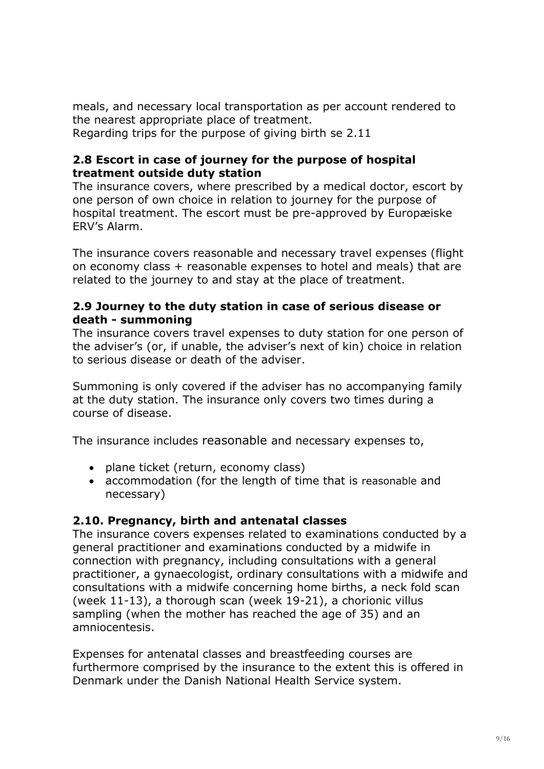meals, and necessary local transportation as per account rendered to the nearest appropriate place of treatment.
Regarding trips for the purpose of giving birth se 2.11

### 2.8 Escort in case of journey for the purpose of hospital treatment outside duty station

The insurance covers, where prescribed by a medical doctor, escort by one person of own choice in relation to journey for the purpose of hospital treatment. The escort must be pre-approved by Europæiske ERV's Alarm.

The insurance covers reasonable and necessary travel expenses (flight on economy class + reasonable expenses to hotel and meals) that are related to the journey to and stay at the place of treatment.

### 2.9 Journey to the duty station in case of serious disease or death - summoning

The insurance covers travel expenses to duty station for one person of the adviser's (or, if unable, the adviser's next of kin) choice in relation to serious disease or death of the adviser.

Summoning is only covered if the adviser has no accompanying family at the duty station. The insurance only covers two times during a course of disease.

The insurance includes reasonable and necessary expenses to,

- plane ticket (return, economy class)
- accommodation (for the length of time that is reasonable and necessary)

### 2.10. Pregnancy, birth and antenatal classes

The insurance covers expenses related to examinations conducted by a general practitioner and examinations conducted by a midwife in connection with pregnancy, including consultations with a general practitioner, a gynaecologist, ordinary consultations with a midwife and consultations with a midwife concerning home births, a neck fold scan (week 11-13), a thorough scan (week 19-21), a chorionic villus sampling (when the mother has reached the age of 35) and an amniocentesis.

Expenses for antenatal classes and breastfeeding courses are furthermore comprised by the insurance to the extent this is offered in Denmark under the Danish National Health Service system.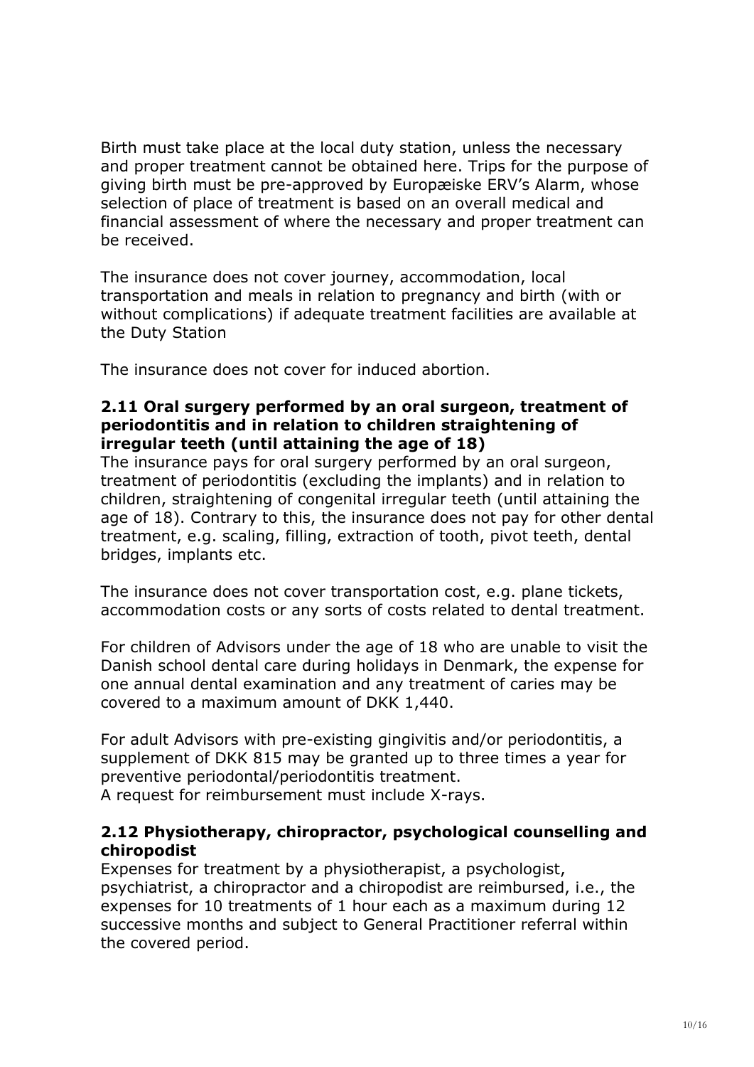Birth must take place at the local duty station, unless the necessary and proper treatment cannot be obtained here. Trips for the purpose of giving birth must be pre-approved by Europæiske ERV's Alarm, whose selection of place of treatment is based on an overall medical and financial assessment of where the necessary and proper treatment can be received.

The insurance does not cover journey, accommodation, local transportation and meals in relation to pregnancy and birth (with or without complications) if adequate treatment facilities are available at the Duty Station

The insurance does not cover for induced abortion.

### 2.11 Oral surgery performed by an oral surgeon, treatment of periodontitis and in relation to children straightening of irregular teeth (until attaining the age of 18)

The insurance pays for oral surgery performed by an oral surgeon, treatment of periodontitis (excluding the implants) and in relation to children, straightening of congenital irregular teeth (until attaining the age of 18). Contrary to this, the insurance does not pay for other dental treatment, e.g. scaling, filling, extraction of tooth, pivot teeth, dental bridges, implants etc.

The insurance does not cover transportation cost, e.g. plane tickets, accommodation costs or any sorts of costs related to dental treatment.

For children of Advisors under the age of 18 who are unable to visit the Danish school dental care during holidays in Denmark, the expense for one annual dental examination and any treatment of caries may be covered to a maximum amount of DKK 1,440.

For adult Advisors with pre-existing gingivitis and/or periodontitis, a supplement of DKK 815 may be granted up to three times a year for preventive periodontal/periodontitis treatment.
A request for reimbursement must include X-rays.

### 2.12 Physiotherapy, chiropractor, psychological counselling and chiropodist

Expenses for treatment by a physiotherapist, a psychologist, psychiatrist, a chiropractor and a chiropodist are reimbursed, i.e., the expenses for 10 treatments of 1 hour each as a maximum during 12 successive months and subject to General Practitioner referral within the covered period.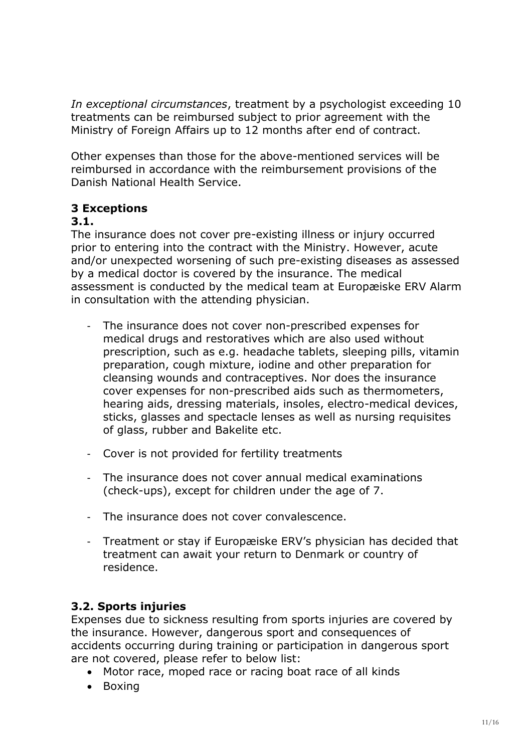*In exceptional circumstances*, treatment by a psychologist exceeding 10 treatments can be reimbursed subject to prior agreement with the Ministry of Foreign Affairs up to 12 months after end of contract.

Other expenses than those for the above-mentioned services will be reimbursed in accordance with the reimbursement provisions of the Danish National Health Service.

## 3 Exceptions

### 3.1.

The insurance does not cover pre-existing illness or injury occurred prior to entering into the contract with the Ministry. However, acute and/or unexpected worsening of such pre-existing diseases as assessed by a medical doctor is covered by the insurance. The medical assessment is conducted by the medical team at Europæiske ERV Alarm in consultation with the attending physician.

- The insurance does not cover non-prescribed expenses for medical drugs and restoratives which are also used without prescription, such as e.g. headache tablets, sleeping pills, vitamin preparation, cough mixture, iodine and other preparation for cleansing wounds and contraceptives. Nor does the insurance cover expenses for non-prescribed aids such as thermometers, hearing aids, dressing materials, insoles, electro-medical devices, sticks, glasses and spectacle lenses as well as nursing requisites of glass, rubber and Bakelite etc.
- Cover is not provided for fertility treatments
- The insurance does not cover annual medical examinations (check-ups), except for children under the age of 7.
- The insurance does not cover convalescence.
- Treatment or stay if Europæiske ERV's physician has decided that treatment can await your return to Denmark or country of residence.

### 3.2. Sports injuries

Expenses due to sickness resulting from sports injuries are covered by the insurance. However, dangerous sport and consequences of accidents occurring during training or participation in dangerous sport are not covered, please refer to below list:

- Motor race, moped race or racing boat race of all kinds
- Boxing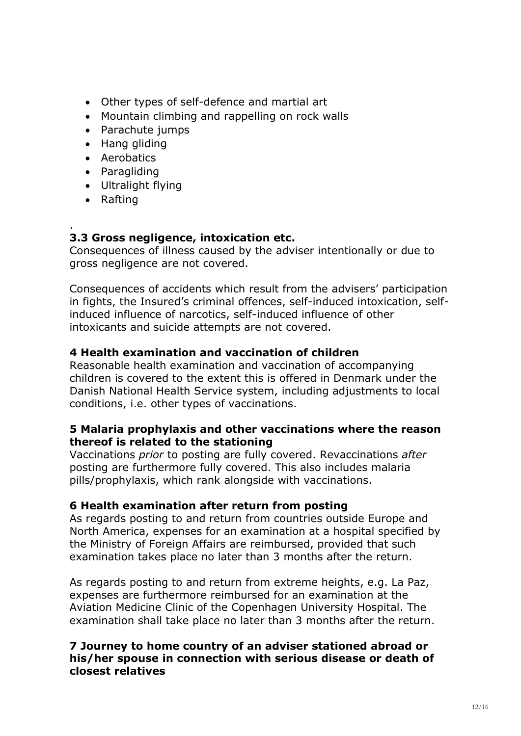- Other types of self-defence and martial art
- Mountain climbing and rappelling on rock walls
- Parachute jumps
- Hang gliding
- Aerobatics
- Paragliding
- Ultralight flying
- Rafting

.

### 3.3 Gross negligence, intoxication etc.

Consequences of illness caused by the adviser intentionally or due to gross negligence are not covered.

Consequences of accidents which result from the advisers' participation in fights, the Insured's criminal offences, self-induced intoxication, self-induced influence of narcotics, self-induced influence of other intoxicants and suicide attempts are not covered.

## 4 Health examination and vaccination of children

Reasonable health examination and vaccination of accompanying children is covered to the extent this is offered in Denmark under the Danish National Health Service system, including adjustments to local conditions, i.e. other types of vaccinations.

## 5 Malaria prophylaxis and other vaccinations where the reason thereof is related to the stationing

Vaccinations *prior* to posting are fully covered. Revaccinations *after* posting are furthermore fully covered. This also includes malaria pills/prophylaxis, which rank alongside with vaccinations.

## 6 Health examination after return from posting

As regards posting to and return from countries outside Europe and North America, expenses for an examination at a hospital specified by the Ministry of Foreign Affairs are reimbursed, provided that such examination takes place no later than 3 months after the return.

As regards posting to and return from extreme heights, e.g. La Paz, expenses are furthermore reimbursed for an examination at the Aviation Medicine Clinic of the Copenhagen University Hospital. The examination shall take place no later than 3 months after the return.

## 7 Journey to home country of an adviser stationed abroad or his/her spouse in connection with serious disease or death of closest relatives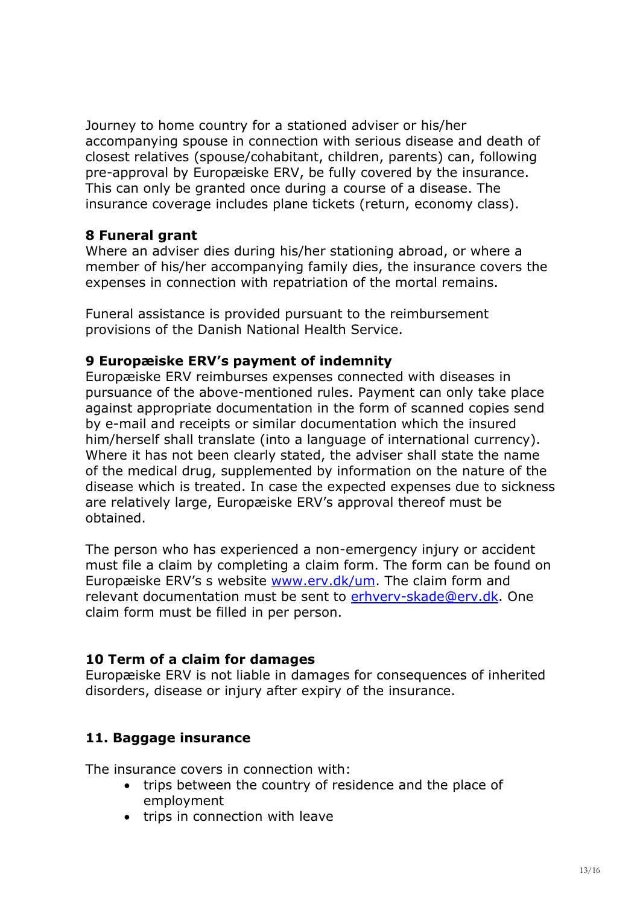Journey to home country for a stationed adviser or his/her accompanying spouse in connection with serious disease and death of closest relatives (spouse/cohabitant, children, parents) can, following pre-approval by Europæiske ERV, be fully covered by the insurance. This can only be granted once during a course of a disease. The insurance coverage includes plane tickets (return, economy class).

**8 Funeral grant**

Where an adviser dies during his/her stationing abroad, or where a member of his/her accompanying family dies, the insurance covers the expenses in connection with repatriation of the mortal remains.

Funeral assistance is provided pursuant to the reimbursement provisions of the Danish National Health Service.

**9 Europæiske ERV's payment of indemnity**

Europæiske ERV reimburses expenses connected with diseases in pursuance of the above-mentioned rules. Payment can only take place against appropriate documentation in the form of scanned copies send by e-mail and receipts or similar documentation which the insured him/herself shall translate (into a language of international currency). Where it has not been clearly stated, the adviser shall state the name of the medical drug, supplemented by information on the nature of the disease which is treated. In case the expected expenses due to sickness are relatively large, Europæiske ERV's approval thereof must be obtained.

The person who has experienced a non-emergency injury or accident must file a claim by completing a claim form. The form can be found on Europæiske ERV's s website [www.erv.dk/um](http://www.erv.dk/um). The claim form and relevant documentation must be sent to [erhverv-skade@erv.dk](mailto:erhverv-skade@erv.dk). One claim form must be filled in per person.

**10 Term of a claim for damages**

Europæiske ERV is not liable in damages for consequences of inherited disorders, disease or injury after expiry of the insurance.

**11. Baggage insurance**

The insurance covers in connection with:

- trips between the country of residence and the place of employment
- trips in connection with leave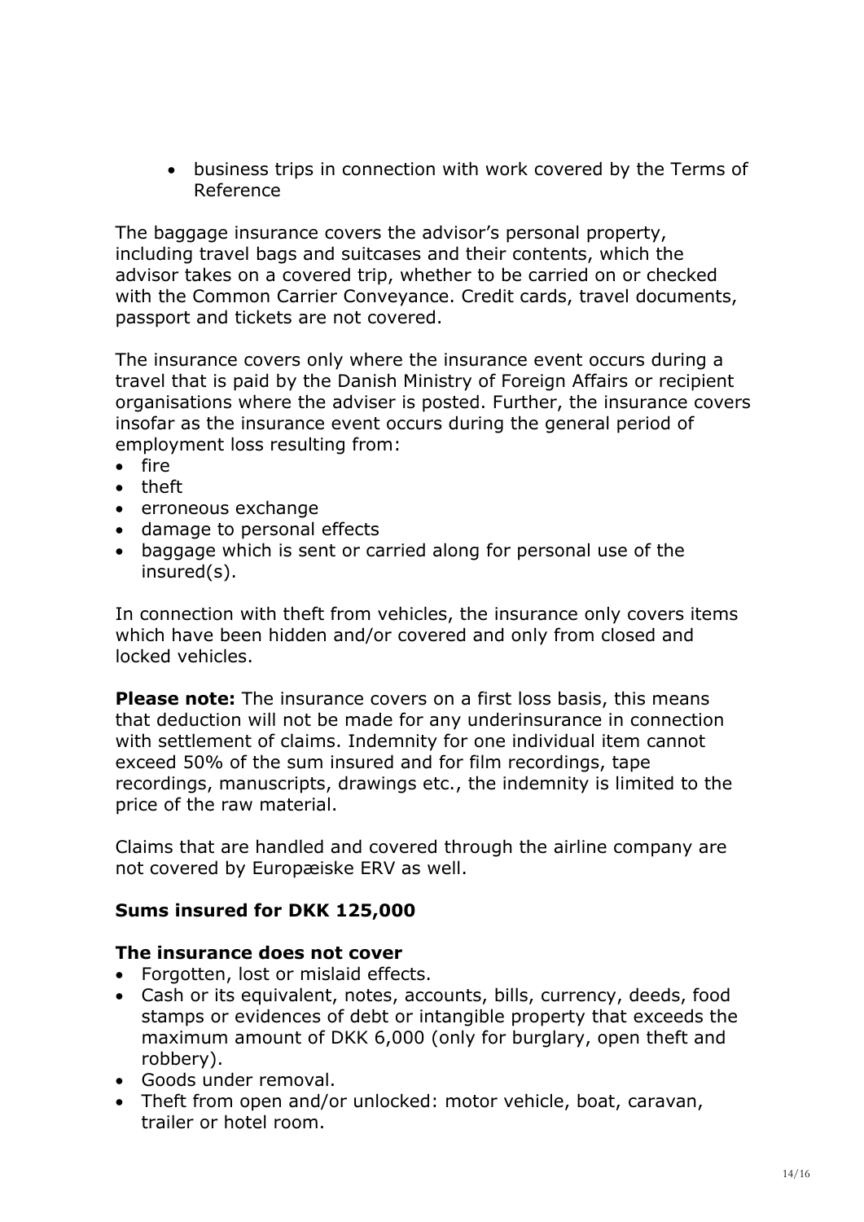- business trips in connection with work covered by the Terms of Reference

The baggage insurance covers the advisor's personal property, including travel bags and suitcases and their contents, which the advisor takes on a covered trip, whether to be carried on or checked with the Common Carrier Conveyance. Credit cards, travel documents, passport and tickets are not covered.

The insurance covers only where the insurance event occurs during a travel that is paid by the Danish Ministry of Foreign Affairs or recipient organisations where the adviser is posted. Further, the insurance covers insofar as the insurance event occurs during the general period of employment loss resulting from:

- fire
- theft
- erroneous exchange
- damage to personal effects
- baggage which is sent or carried along for personal use of the insured(s).

In connection with theft from vehicles, the insurance only covers items which have been hidden and/or covered and only from closed and locked vehicles.

**Please note:** The insurance covers on a first loss basis, this means that deduction will not be made for any underinsurance in connection with settlement of claims. Indemnity for one individual item cannot exceed 50% of the sum insured and for film recordings, tape recordings, manuscripts, drawings etc., the indemnity is limited to the price of the raw material.

Claims that are handled and covered through the airline company are not covered by Europæiske ERV as well.

**Sums insured for DKK 125,000**

**The insurance does not cover**

- Forgotten, lost or mislaid effects.
- Cash or its equivalent, notes, accounts, bills, currency, deeds, food stamps or evidences of debt or intangible property that exceeds the maximum amount of DKK 6,000 (only for burglary, open theft and robbery).
- Goods under removal.
- Theft from open and/or unlocked: motor vehicle, boat, caravan, trailer or hotel room.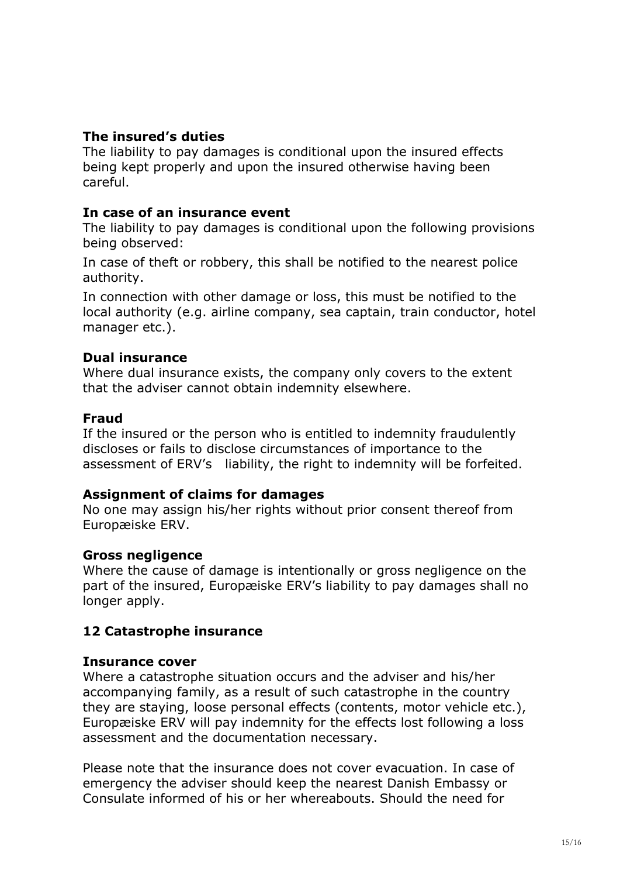**The insured's duties**

The liability to pay damages is conditional upon the insured effects being kept properly and upon the insured otherwise having been careful.

**In case of an insurance event**

The liability to pay damages is conditional upon the following provisions being observed:

In case of theft or robbery, this shall be notified to the nearest police authority.

In connection with other damage or loss, this must be notified to the local authority (e.g. airline company, sea captain, train conductor, hotel manager etc.).

**Dual insurance**

Where dual insurance exists, the company only covers to the extent that the adviser cannot obtain indemnity elsewhere.

**Fraud**

If the insured or the person who is entitled to indemnity fraudulently discloses or fails to disclose circumstances of importance to the assessment of ERV's liability, the right to indemnity will be forfeited.

**Assignment of claims for damages**

No one may assign his/her rights without prior consent thereof from Europæiske ERV.

**Gross negligence**

Where the cause of damage is intentionally or gross negligence on the part of the insured, Europæiske ERV's liability to pay damages shall no longer apply.

## 12 Catastrophe insurance

**Insurance cover**

Where a catastrophe situation occurs and the adviser and his/her accompanying family, as a result of such catastrophe in the country they are staying, loose personal effects (contents, motor vehicle etc.), Europæiske ERV will pay indemnity for the effects lost following a loss assessment and the documentation necessary.

Please note that the insurance does not cover evacuation. In case of emergency the adviser should keep the nearest Danish Embassy or Consulate informed of his or her whereabouts. Should the need for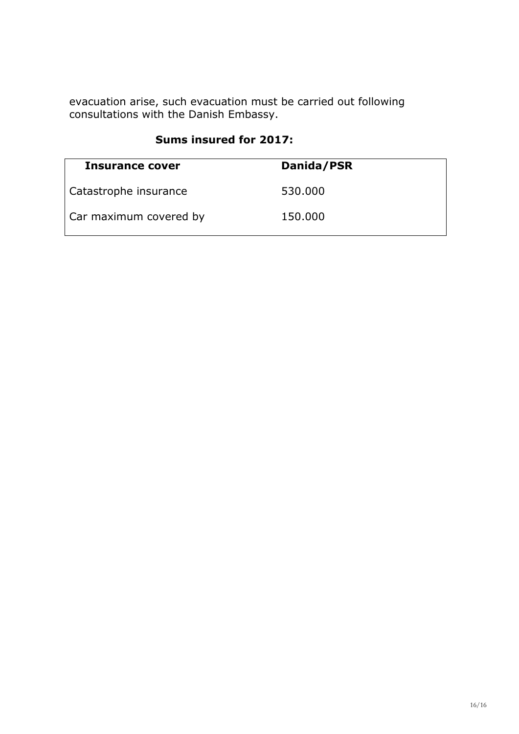evacuation arise, such evacuation must be carried out following consultations with the Danish Embassy.

**Sums insured for 2017:**

| Insurance cover | Danida/PSR |
|---|---|
| Catastrophe insurance | 530.000 |
| Car maximum covered by | 150.000 |